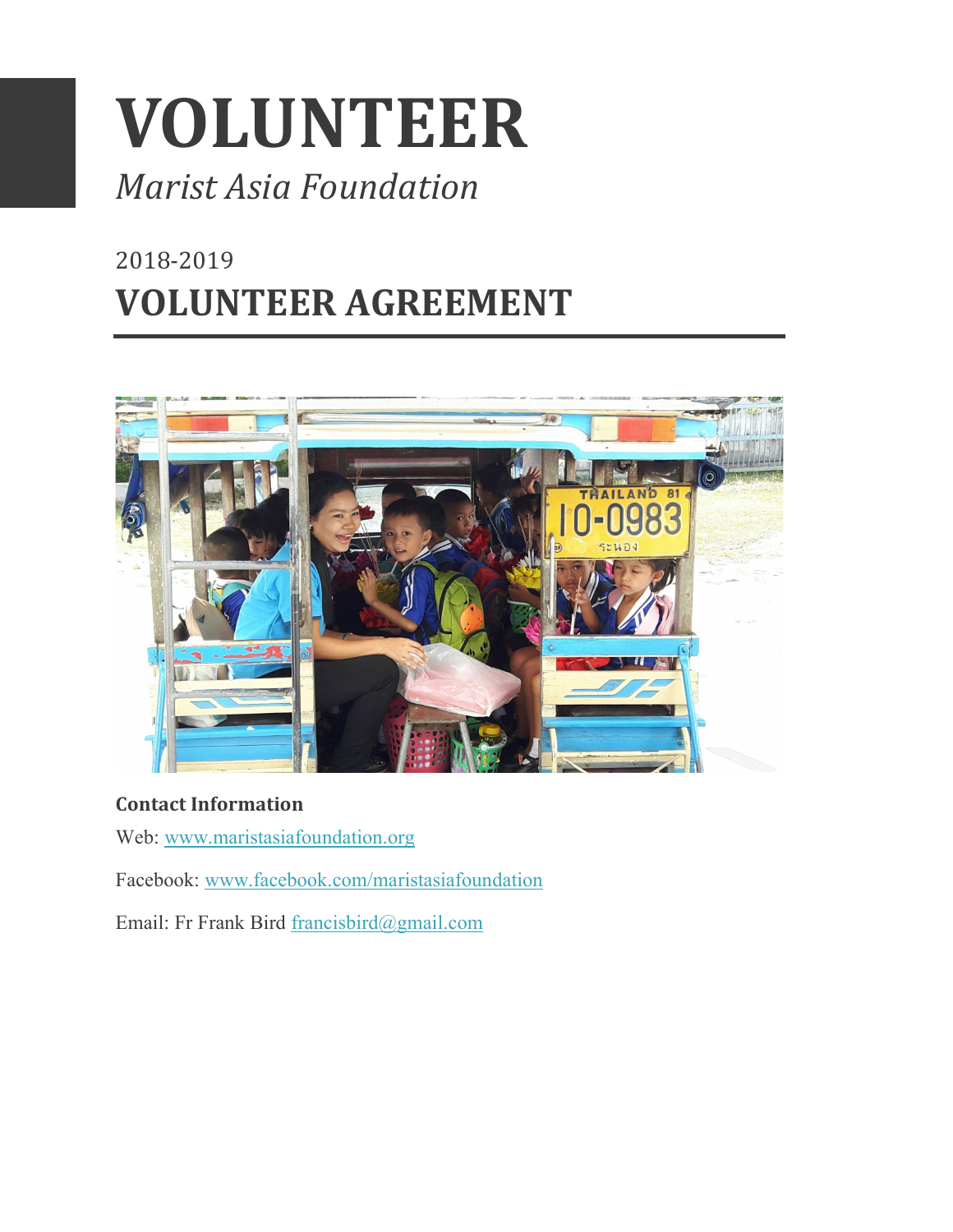# VOLUNTEER

*Marist Asia Foundation*

2018-2019

## VOLUNTEER AGREEMENT

**Contact Information**

Web: www.maristasiafoundation.org

Facebook: www.facebook.com/maristasiafoundation

Email: Fr Frank Bird francisbird@gmail.com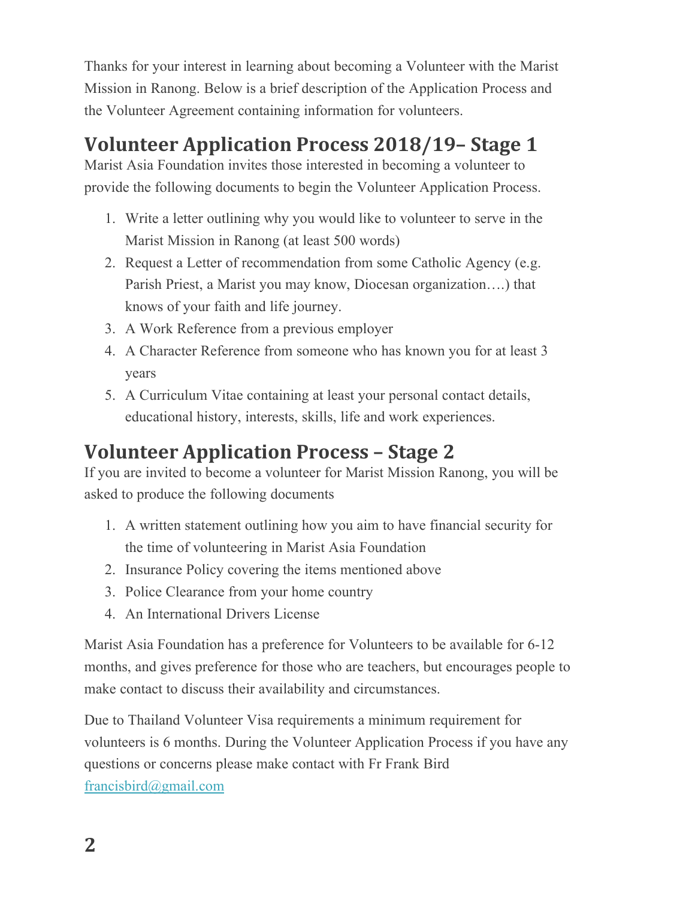Thanks for your interest in learning about becoming a Volunteer with the Marist Mission in Ranong. Below is a brief description of the Application Process and the Volunteer Agreement containing information for volunteers.

## Volunteer Application Process 2018/19– Stage 1

Marist Asia Foundation invites those interested in becoming a volunteer to provide the following documents to begin the Volunteer Application Process.

1. Write a letter outlining why you would like to volunteer to serve in the Marist Mission in Ranong (at least 500 words)
2. Request a Letter of recommendation from some Catholic Agency (e.g. Parish Priest, a Marist you may know, Diocesan organization….) that knows of your faith and life journey.
3. A Work Reference from a previous employer
4. A Character Reference from someone who has known you for at least 3 years
5. A Curriculum Vitae containing at least your personal contact details, educational history, interests, skills, life and work experiences.

## Volunteer Application Process – Stage 2

If you are invited to become a volunteer for Marist Mission Ranong, you will be asked to produce the following documents

1. A written statement outlining how you aim to have financial security for the time of volunteering in Marist Asia Foundation
2. Insurance Policy covering the items mentioned above
3. Police Clearance from your home country
4. An International Drivers License

Marist Asia Foundation has a preference for Volunteers to be available for 6-12 months, and gives preference for those who are teachers, but encourages people to make contact to discuss their availability and circumstances.

Due to Thailand Volunteer Visa requirements a minimum requirement for volunteers is 6 months. During the Volunteer Application Process if you have any questions or concerns please make contact with Fr Frank Bird francisbird@gmail.com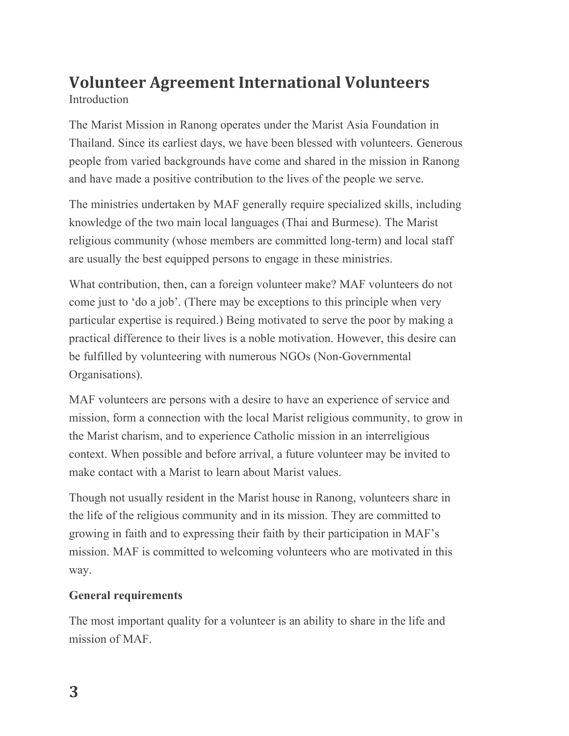# Volunteer Agreement International Volunteers

Introduction

The Marist Mission in Ranong operates under the Marist Asia Foundation in Thailand. Since its earliest days, we have been blessed with volunteers. Generous people from varied backgrounds have come and shared in the mission in Ranong and have made a positive contribution to the lives of the people we serve.

The ministries undertaken by MAF generally require specialized skills, including knowledge of the two main local languages (Thai and Burmese). The Marist religious community (whose members are committed long-term) and local staff are usually the best equipped persons to engage in these ministries.

What contribution, then, can a foreign volunteer make? MAF volunteers do not come just to 'do a job'. (There may be exceptions to this principle when very particular expertise is required.) Being motivated to serve the poor by making a practical difference to their lives is a noble motivation. However, this desire can be fulfilled by volunteering with numerous NGOs (Non-Governmental Organisations).

MAF volunteers are persons with a desire to have an experience of service and mission, form a connection with the local Marist religious community, to grow in the Marist charism, and to experience Catholic mission in an interreligious context. When possible and before arrival, a future volunteer may be invited to make contact with a Marist to learn about Marist values.

Though not usually resident in the Marist house in Ranong, volunteers share in the life of the religious community and in its mission. They are committed to growing in faith and to expressing their faith by their participation in MAF's mission. MAF is committed to welcoming volunteers who are motivated in this way.

**General requirements**

The most important quality for a volunteer is an ability to share in the life and mission of MAF.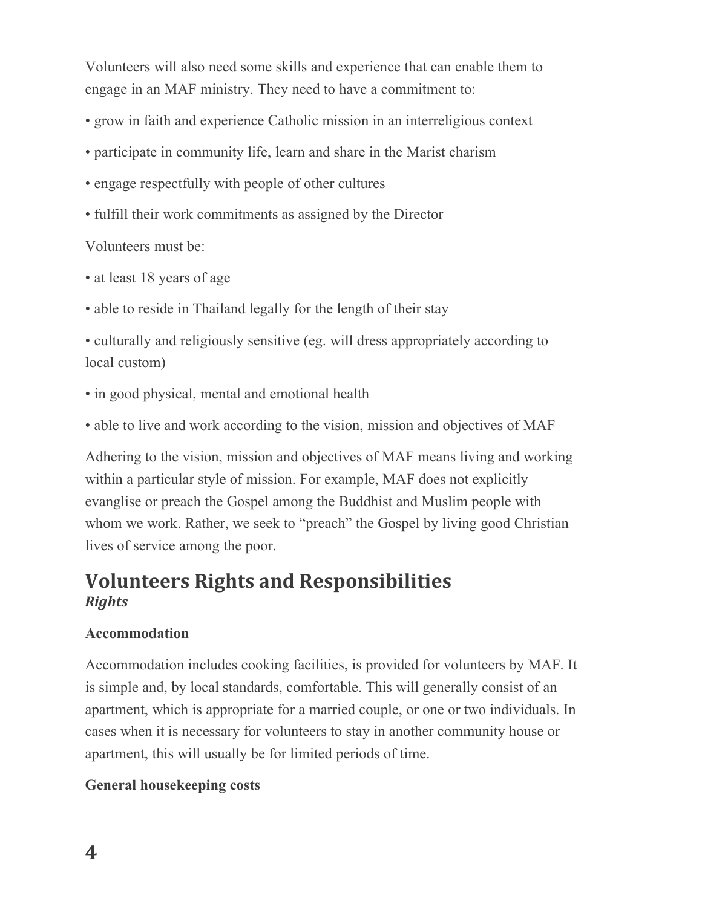Volunteers will also need some skills and experience that can enable them to engage in an MAF ministry. They need to have a commitment to:

- grow in faith and experience Catholic mission in an interreligious context
- participate in community life, learn and share in the Marist charism
- engage respectfully with people of other cultures
- fulfill their work commitments as assigned by the Director

Volunteers must be:

- at least 18 years of age
- able to reside in Thailand legally for the length of their stay
- culturally and religiously sensitive (eg. will dress appropriately according to local custom)
- in good physical, mental and emotional health
- able to live and work according to the vision, mission and objectives of MAF

Adhering to the vision, mission and objectives of MAF means living and working within a particular style of mission. For example, MAF does not explicitly evangelise or preach the Gospel among the Buddhist and Muslim people with whom we work. Rather, we seek to "preach" the Gospel by living good Christian lives of service among the poor.

## Volunteers Rights and Responsibilities

### *Rights*

**Accommodation**

Accommodation includes cooking facilities, is provided for volunteers by MAF. It is simple and, by local standards, comfortable. This will generally consist of an apartment, which is appropriate for a married couple, or one or two individuals. In cases when it is necessary for volunteers to stay in another community house or apartment, this will usually be for limited periods of time.

**General housekeeping costs**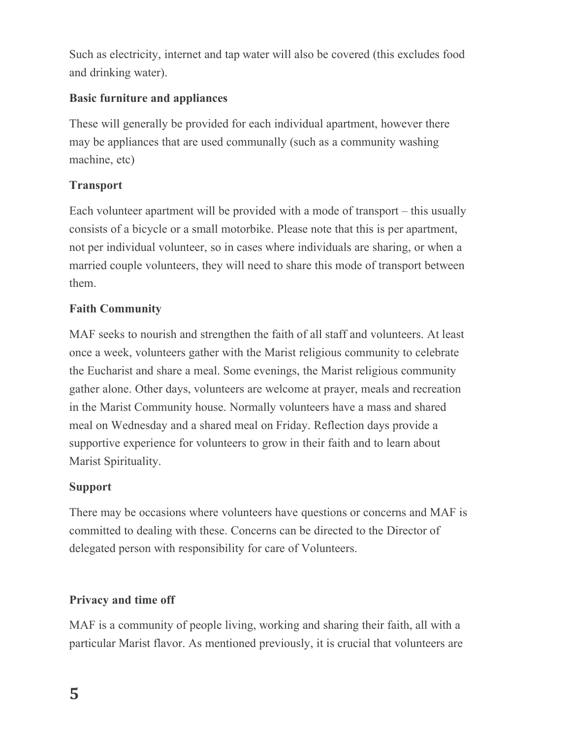Such as electricity, internet and tap water will also be covered (this excludes food and drinking water).

**Basic furniture and appliances**

These will generally be provided for each individual apartment, however there may be appliances that are used communally (such as a community washing machine, etc)

**Transport**

Each volunteer apartment will be provided with a mode of transport – this usually consists of a bicycle or a small motorbike. Please note that this is per apartment, not per individual volunteer, so in cases where individuals are sharing, or when a married couple volunteers, they will need to share this mode of transport between them.

**Faith Community**

MAF seeks to nourish and strengthen the faith of all staff and volunteers. At least once a week, volunteers gather with the Marist religious community to celebrate the Eucharist and share a meal. Some evenings, the Marist religious community gather alone. Other days, volunteers are welcome at prayer, meals and recreation in the Marist Community house. Normally volunteers have a mass and shared meal on Wednesday and a shared meal on Friday. Reflection days provide a supportive experience for volunteers to grow in their faith and to learn about Marist Spirituality.

**Support**

There may be occasions where volunteers have questions or concerns and MAF is committed to dealing with these. Concerns can be directed to the Director of delegated person with responsibility for care of Volunteers.

**Privacy and time off**

MAF is a community of people living, working and sharing their faith, all with a particular Marist flavor. As mentioned previously, it is crucial that volunteers are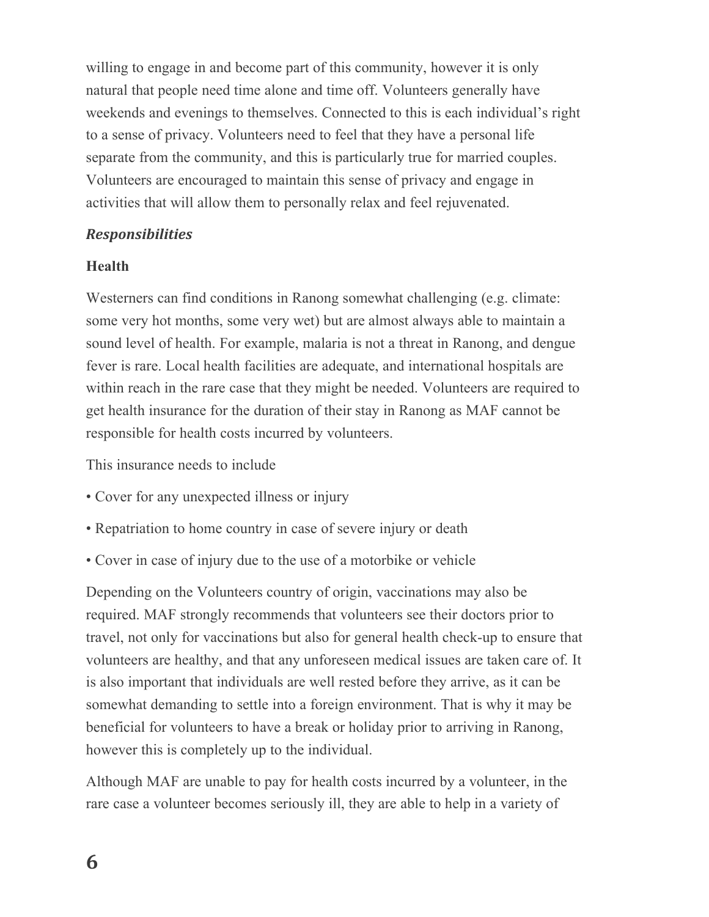willing to engage in and become part of this community, however it is only natural that people need time alone and time off. Volunteers generally have weekends and evenings to themselves. Connected to this is each individual's right to a sense of privacy. Volunteers need to feel that they have a personal life separate from the community, and this is particularly true for married couples. Volunteers are encouraged to maintain this sense of privacy and engage in activities that will allow them to personally relax and feel rejuvenated.

### *Responsibilities*

#### Health

Westerners can find conditions in Ranong somewhat challenging (e.g. climate: some very hot months, some very wet) but are almost always able to maintain a sound level of health. For example, malaria is not a threat in Ranong, and dengue fever is rare. Local health facilities are adequate, and international hospitals are within reach in the rare case that they might be needed. Volunteers are required to get health insurance for the duration of their stay in Ranong as MAF cannot be responsible for health costs incurred by volunteers.

This insurance needs to include

- Cover for any unexpected illness or injury
- Repatriation to home country in case of severe injury or death
- Cover in case of injury due to the use of a motorbike or vehicle

Depending on the Volunteers country of origin, vaccinations may also be required. MAF strongly recommends that volunteers see their doctors prior to travel, not only for vaccinations but also for general health check-up to ensure that volunteers are healthy, and that any unforeseen medical issues are taken care of. It is also important that individuals are well rested before they arrive, as it can be somewhat demanding to settle into a foreign environment. That is why it may be beneficial for volunteers to have a break or holiday prior to arriving in Ranong, however this is completely up to the individual.

Although MAF are unable to pay for health costs incurred by a volunteer, in the rare case a volunteer becomes seriously ill, they are able to help in a variety of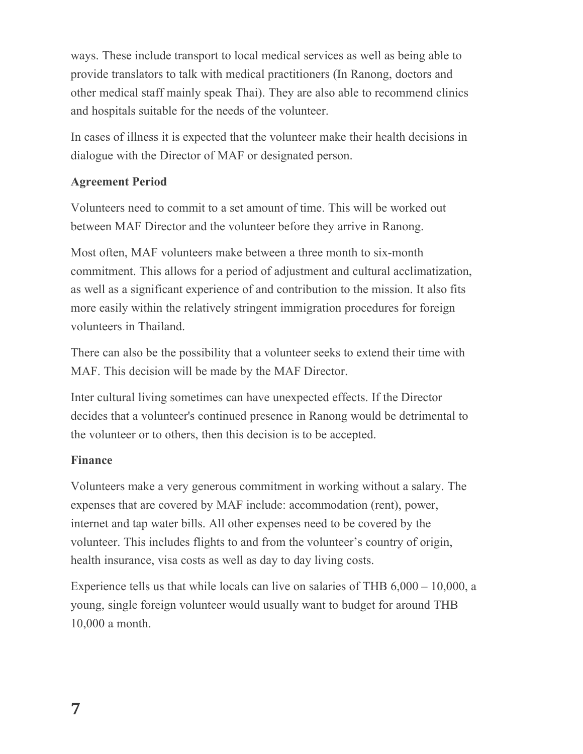ways. These include transport to local medical services as well as being able to provide translators to talk with medical practitioners (In Ranong, doctors and other medical staff mainly speak Thai). They are also able to recommend clinics and hospitals suitable for the needs of the volunteer.

In cases of illness it is expected that the volunteer make their health decisions in dialogue with the Director of MAF or designated person.

**Agreement Period**

Volunteers need to commit to a set amount of time. This will be worked out between MAF Director and the volunteer before they arrive in Ranong.

Most often, MAF volunteers make between a three month to six-month commitment. This allows for a period of adjustment and cultural acclimatization, as well as a significant experience of and contribution to the mission. It also fits more easily within the relatively stringent immigration procedures for foreign volunteers in Thailand.

There can also be the possibility that a volunteer seeks to extend their time with MAF. This decision will be made by the MAF Director.

Inter cultural living sometimes can have unexpected effects. If the Director decides that a volunteer's continued presence in Ranong would be detrimental to the volunteer or to others, then this decision is to be accepted.

**Finance**

Volunteers make a very generous commitment in working without a salary. The expenses that are covered by MAF include: accommodation (rent), power, internet and tap water bills. All other expenses need to be covered by the volunteer. This includes flights to and from the volunteer's country of origin, health insurance, visa costs as well as day to day living costs.

Experience tells us that while locals can live on salaries of THB 6,000 – 10,000, a young, single foreign volunteer would usually want to budget for around THB 10,000 a month.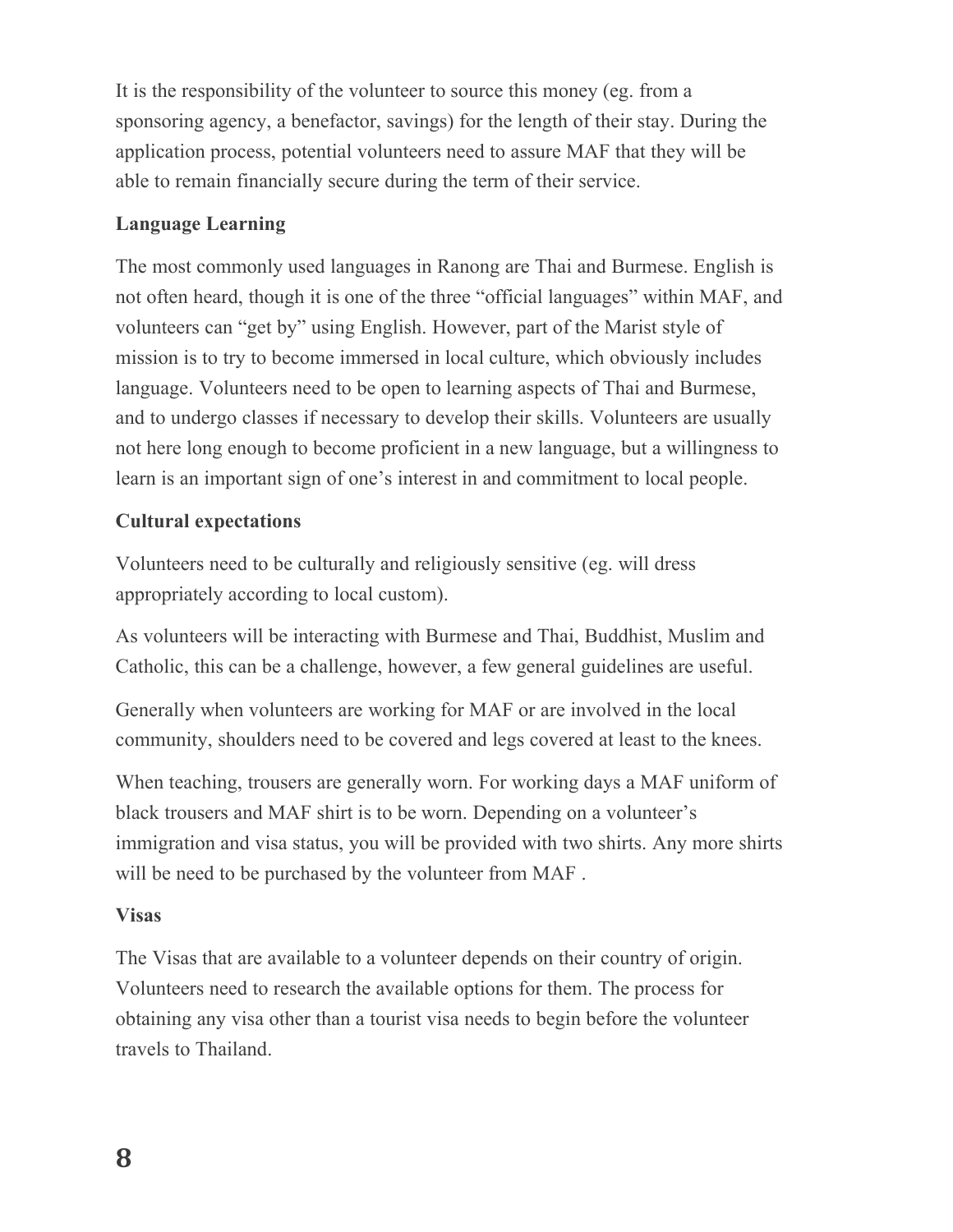It is the responsibility of the volunteer to source this money (eg. from a sponsoring agency, a benefactor, savings) for the length of their stay. During the application process, potential volunteers need to assure MAF that they will be able to remain financially secure during the term of their service.

**Language Learning**

The most commonly used languages in Ranong are Thai and Burmese. English is not often heard, though it is one of the three "official languages" within MAF, and volunteers can "get by" using English. However, part of the Marist style of mission is to try to become immersed in local culture, which obviously includes language. Volunteers need to be open to learning aspects of Thai and Burmese, and to undergo classes if necessary to develop their skills. Volunteers are usually not here long enough to become proficient in a new language, but a willingness to learn is an important sign of one's interest in and commitment to local people.

**Cultural expectations**

Volunteers need to be culturally and religiously sensitive (eg. will dress appropriately according to local custom).

As volunteers will be interacting with Burmese and Thai, Buddhist, Muslim and Catholic, this can be a challenge, however, a few general guidelines are useful.

Generally when volunteers are working for MAF or are involved in the local community, shoulders need to be covered and legs covered at least to the knees.

When teaching, trousers are generally worn. For working days a MAF uniform of black trousers and MAF shirt is to be worn. Depending on a volunteer's immigration and visa status, you will be provided with two shirts. Any more shirts will be need to be purchased by the volunteer from MAF .

**Visas**

The Visas that are available to a volunteer depends on their country of origin. Volunteers need to research the available options for them. The process for obtaining any visa other than a tourist visa needs to begin before the volunteer travels to Thailand.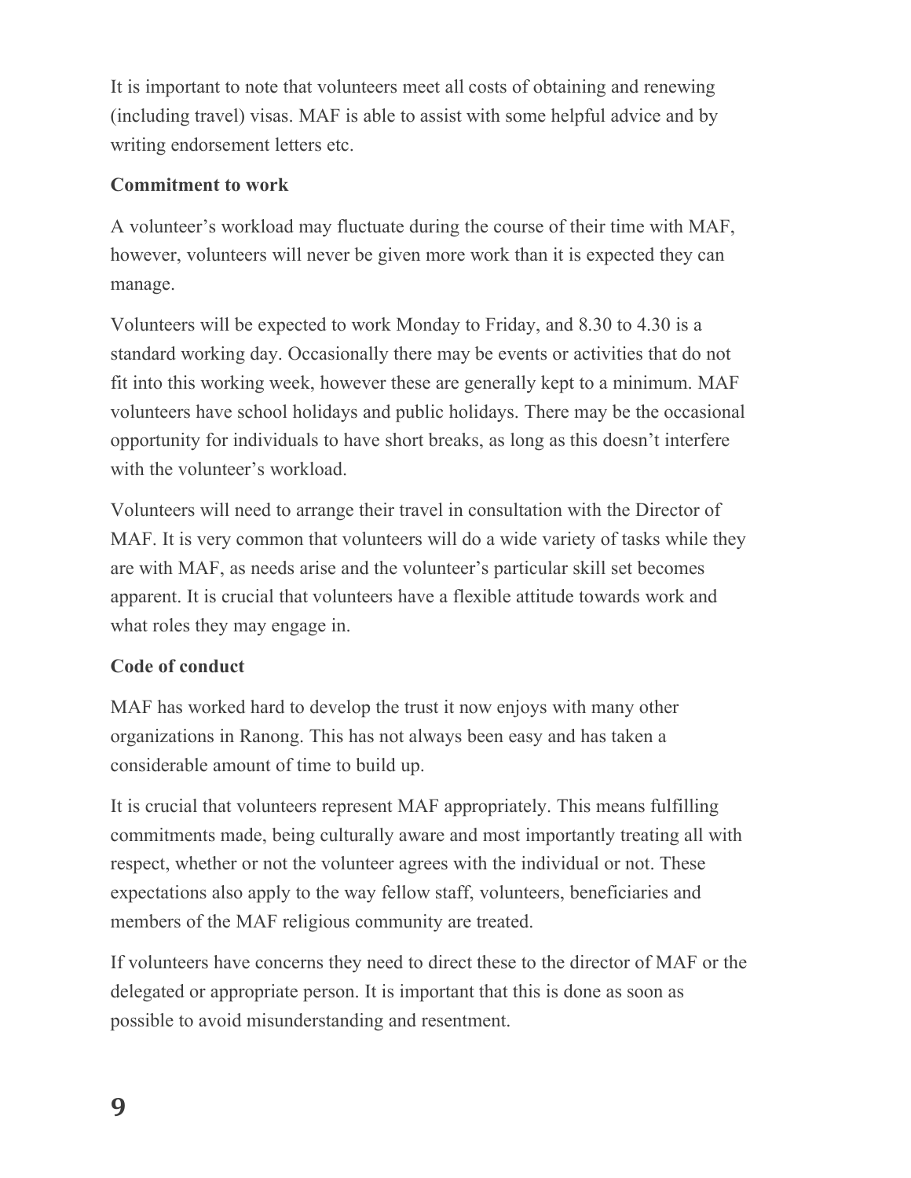It is important to note that volunteers meet all costs of obtaining and renewing (including travel) visas. MAF is able to assist with some helpful advice and by writing endorsement letters etc.

**Commitment to work**

A volunteer's workload may fluctuate during the course of their time with MAF, however, volunteers will never be given more work than it is expected they can manage.

Volunteers will be expected to work Monday to Friday, and 8.30 to 4.30 is a standard working day. Occasionally there may be events or activities that do not fit into this working week, however these are generally kept to a minimum. MAF volunteers have school holidays and public holidays. There may be the occasional opportunity for individuals to have short breaks, as long as this doesn't interfere with the volunteer's workload.

Volunteers will need to arrange their travel in consultation with the Director of MAF. It is very common that volunteers will do a wide variety of tasks while they are with MAF, as needs arise and the volunteer's particular skill set becomes apparent. It is crucial that volunteers have a flexible attitude towards work and what roles they may engage in.

**Code of conduct**

MAF has worked hard to develop the trust it now enjoys with many other organizations in Ranong. This has not always been easy and has taken a considerable amount of time to build up.

It is crucial that volunteers represent MAF appropriately. This means fulfilling commitments made, being culturally aware and most importantly treating all with respect, whether or not the volunteer agrees with the individual or not. These expectations also apply to the way fellow staff, volunteers, beneficiaries and members of the MAF religious community are treated.

If volunteers have concerns they need to direct these to the director of MAF or the delegated or appropriate person. It is important that this is done as soon as possible to avoid misunderstanding and resentment.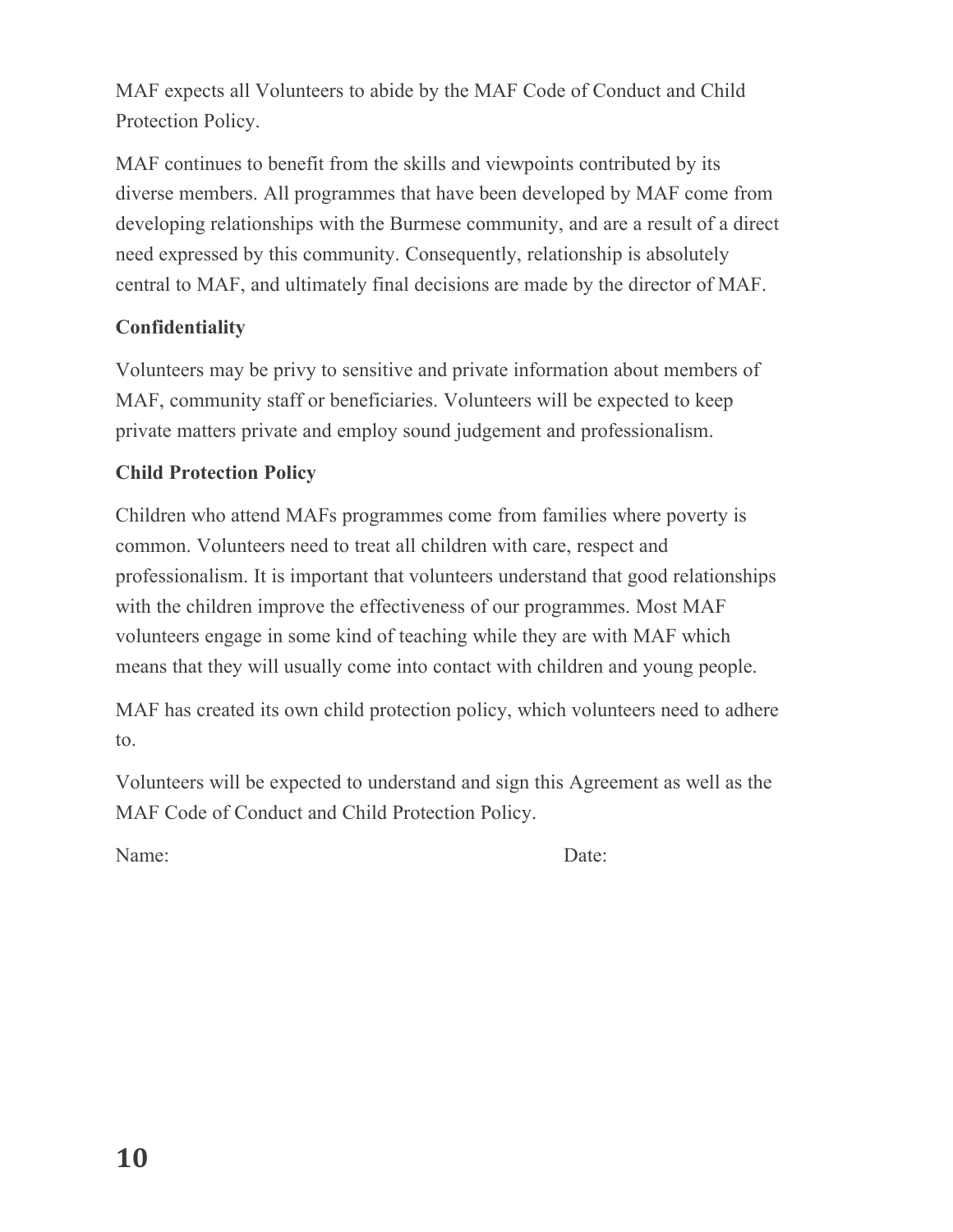MAF expects all Volunteers to abide by the MAF Code of Conduct and Child Protection Policy.

MAF continues to benefit from the skills and viewpoints contributed by its diverse members. All programmes that have been developed by MAF come from developing relationships with the Burmese community, and are a result of a direct need expressed by this community. Consequently, relationship is absolutely central to MAF, and ultimately final decisions are made by the director of MAF.

**Confidentiality**

Volunteers may be privy to sensitive and private information about members of MAF, community staff or beneficiaries. Volunteers will be expected to keep private matters private and employ sound judgement and professionalism.

**Child Protection Policy**

Children who attend MAFs programmes come from families where poverty is common. Volunteers need to treat all children with care, respect and professionalism. It is important that volunteers understand that good relationships with the children improve the effectiveness of our programmes. Most MAF volunteers engage in some kind of teaching while they are with MAF which means that they will usually come into contact with children and young people.

MAF has created its own child protection policy, which volunteers need to adhere to.

Volunteers will be expected to understand and sign this Agreement as well as the MAF Code of Conduct and Child Protection Policy.

Name: Date: